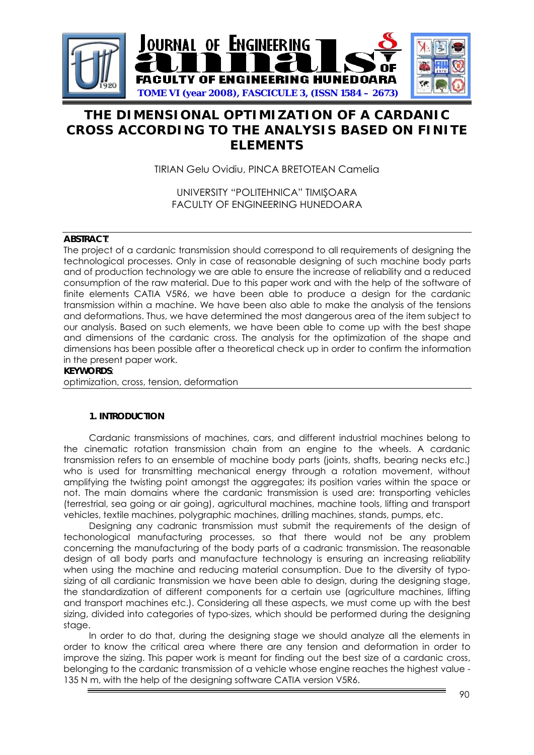# THE DIMENSIONAL OPTIMIZATION OF A CARDANIC CROSS ACCORDING TO THE ANALYSIS BASED ON FINITE ELEMENTS

TIRIAN Gelu Ovidiu, PINCA BRETOTEAN Camelia

UNIVERSITY "POLITEHNICA" TIMIŞOARA
FACULTY OF ENGINEERING HUNEDOARA

**ABSTRACT**:

The project of a cardanic transmission should correspond to all requirements of designing the technological processes. Only in case of reasonable designing of such machine body parts and of production technology we are able to ensure the increase of reliability and a reduced consumption of the raw material. Due to this paper work and with the help of the software of finite elements CATIA V5R6, we have been able to produce a design for the cardanic transmission within a machine. We have been also able to make the analysis of the tensions and deformations. Thus, we have determined the most dangerous area of the item subject to our analysis. Based on such elements, we have been able to come up with the best shape and dimensions of the cardanic cross. The analysis for the optimization of the shape and dimensions has been possible after a theoretical check up in order to confirm the information in the present paper work.

**KEYWORDS**:

optimization, cross, tension, deformation

## 1. INTRODUCTION

Cardanic transmissions of machines, cars, and different industrial machines belong to the cinematic rotation transmission chain from an engine to the wheels. A cardanic transmission refers to an ensemble of machine body parts (joints, shafts, bearing necks etc.) who is used for transmitting mechanical energy through a rotation movement, without amplifying the twisting point amongst the aggregates; its position varies within the space or not. The main domains where the cardanic transmission is used are: transporting vehicles (terrestrial, sea going or air going), agricultural machines, machine tools, lifting and transport vehicles, textile machines, polygraphic machines, drilling machines, stands, pumps, etc.

Designing any cadranic transmission must submit the requirements of the design of techonological manufacturing processes, so that there would not be any problem concerning the manufacturing of the body parts of a cadranic transmission. The reasonable design of all body parts and manufacture technology is ensuring an increasing reliability when using the machine and reducing material consumption. Due to the diversity of typo-sizing of all cardianic transmission we have been able to design, during the designing stage, the standardization of different components for a certain use (agriculture machines, lifting and transport machines etc.). Considering all these aspects, we must come up with the best sizing, divided into categories of typo-sizes, which should be performed during the designing stage.

In order to do that, during the designing stage we should analyze all the elements in order to know the critical area where there are any tension and deformation in order to improve the sizing. This paper work is meant for finding out the best size of a cardanic cross, belonging to the cardanic transmission of a vehicle whose engine reaches the highest value - 135 N m, with the help of the designing software CATIA version V5R6.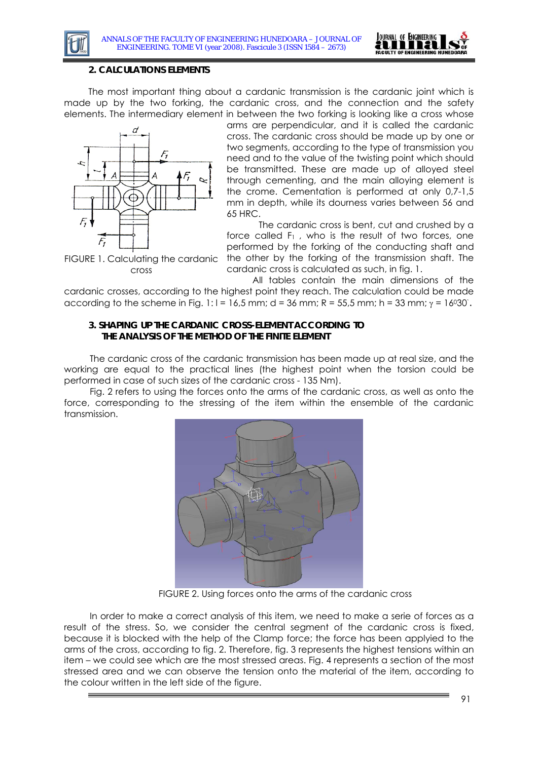## 2. CALCULATIONS ELEMENTS

The most important thing about a cardanic transmission is the cardanic joint which is made up by the two forking, the cardanic cross, and the connection and the safety elements. The intermediary element in between the two forking is looking like a cross whose arms are perpendicular, and it is called the cardanic cross. The cardanic cross should be made up by one or two segments, according to the type of transmission you need and to the value of the twisting point which should be transmitted. These are made up of alloyed steel through cementing, and the main alloying element is the crome. Cementation is performed at only 0,7-1,5 mm in depth, while its dourness varies between 56 and 65 HRC.

The cardanic cross is bent, cut and crushed by a force called $F_1$ , who is the result of two forces, one performed by the forking of the conducting shaft and the other by the forking of the transmission shaft. The cardanic cross is calculated as such, in fig. 1.

FIGURE 1. Calculating the cardanic cross

All tables contain the main dimensions of the cardanic crosses, according to the highest point they reach. The calculation could be made according to the scheme in Fig. 1: l = 16,5 mm; d = 36 mm; R = 55,5 mm; h = 33 mm; $\gamma = 16^0 30'$.

## 3. SHAPING UP THE CARDANIC CROSS-ELEMENT ACCORDING TO THE ANALYSIS OF THE METHOD OF THE FINITE ELEMENT

The cardanic cross of the cardanic transmission has been made up at real size, and the working are equal to the practical lines (the highest point when the torsion could be performed in case of such sizes of the cardanic cross - 135 Nm).

Fig. 2 refers to using the forces onto the arms of the cardanic cross, as well as onto the force, corresponding to the stressing of the item within the ensemble of the cardanic transmission.

FIGURE 2. Using forces onto the arms of the cardanic cross

In order to make a correct analysis of this item, we need to make a serie of forces as a result of the stress. So, we consider the central segment of the cardanic cross is fixed, because it is blocked with the help of the Clamp force; the force has been applyied to the arms of the cross, according to fig. 2. Therefore, fig. 3 represents the highest tensions within an item – we could see which are the most stressed areas. Fig. 4 represents a section of the most stressed area and we can observe the tension onto the material of the item, according to the colour written in the left side of the figure.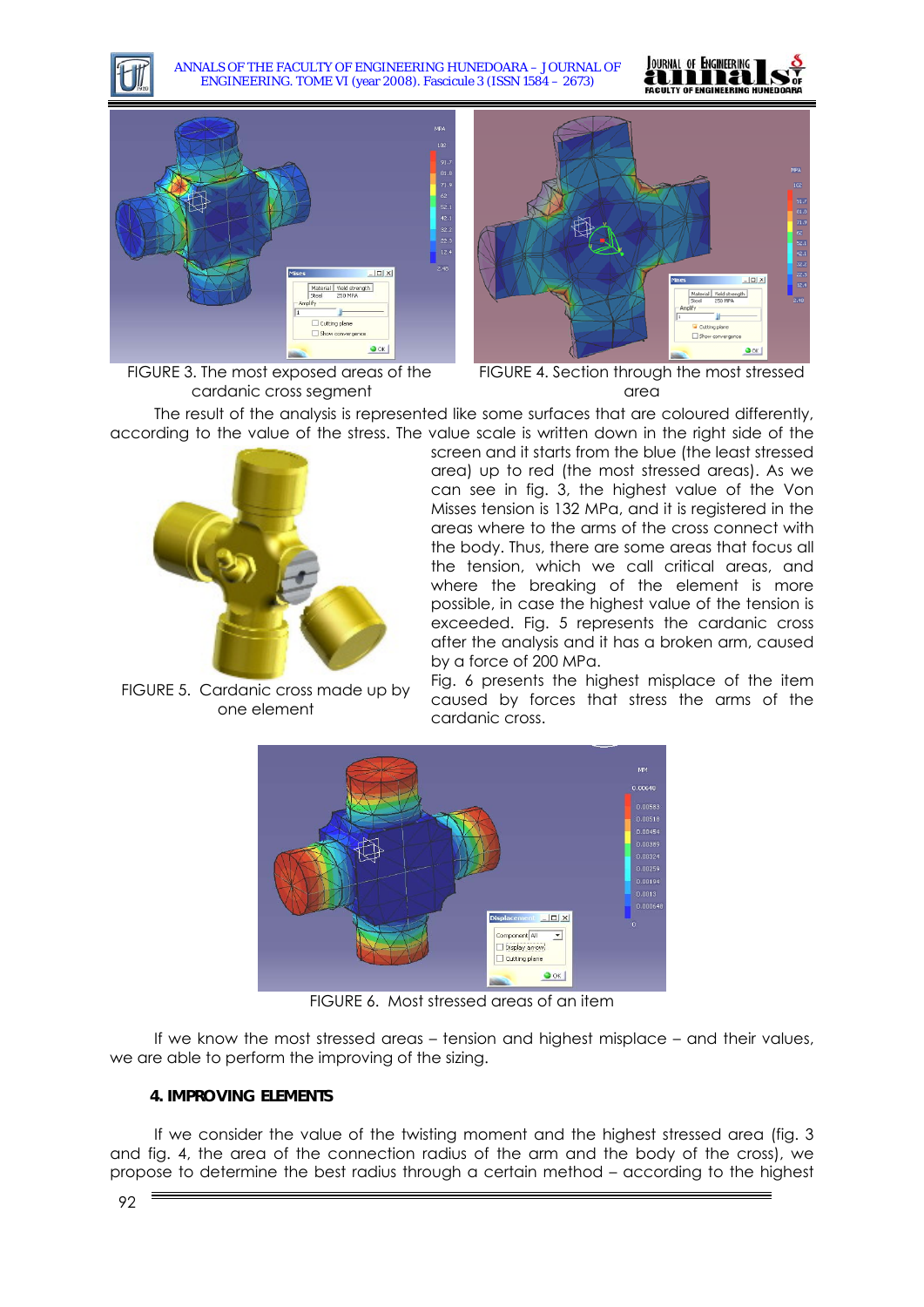FIGURE 3. The most exposed areas of the cardanic cross segment

FIGURE 4. Section through the most stressed area

The result of the analysis is represented like some surfaces that are coloured differently, according to the value of the stress. The value scale is written down in the right side of the screen and it starts from the blue (the least stressed area) up to red (the most stressed areas). As we can see in fig. 3, the highest value of the Von Misses tension is 132 MPa, and it is registered in the areas where to the arms of the cross connect with the body. Thus, there are some areas that focus all the tension, which we call critical areas, and where the breaking of the element is more possible, in case the highest value of the tension is exceeded. Fig. 5 represents the cardanic cross after the analysis and it has a broken arm, caused by a force of 200 MPa.

FIGURE 5. Cardanic cross made up by one element

Fig. 6 presents the highest misplace of the item caused by forces that stress the arms of the cardanic cross.

FIGURE 6. Most stressed areas of an item

If we know the most stressed areas – tension and highest misplace – and their values, we are able to perform the improving of the sizing.

## 4. IMPROVING ELEMENTS

If we consider the value of the twisting moment and the highest stressed area (fig. 3 and fig. 4, the area of the connection radius of the arm and the body of the cross), we propose to determine the best radius through a certain method – according to the highest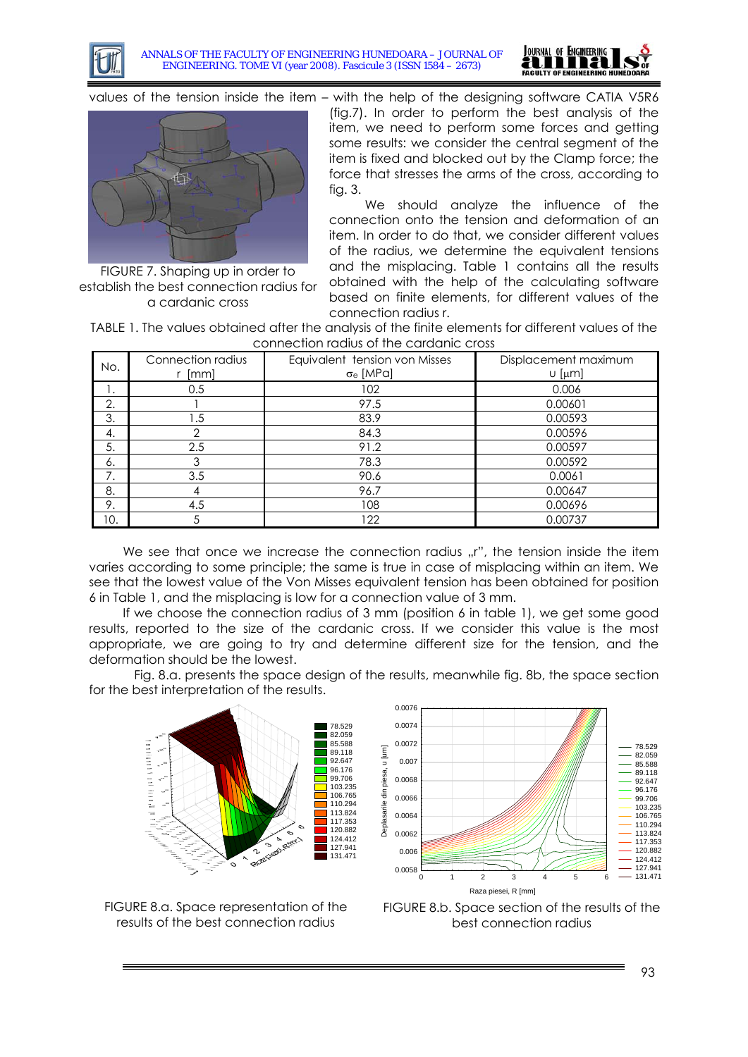values of the tension inside the item – with the help of the designing software CATIA V5R6 (fig.7). In order to perform the best analysis of the item, we need to perform some forces and getting some results: we consider the central segment of the item is fixed and blocked out by the Clamp force; the force that stresses the arms of the cross, according to fig. 3.

FIGURE 7. Shaping up in order to establish the best connection radius for a cardanic cross

We should analyze the influence of the connection onto the tension and deformation of an item. In order to do that, we consider different values of the radius, we determine the equivalent tensions and the misplacing. Table 1 contains all the results obtained with the help of the calculating software based on finite elements, for different values of the connection radius r.

TABLE 1. The values obtained after the analysis of the finite elements for different values of the connection radius of the cardanic cross

| No. | Connection radius r [mm] | Equivalent tension von Misses $\sigma_e$ [MPa] | Displacement maximum $u$ [$\mu$m] |
|---|---|---|---|
| 1. | 0.5 | 102 | 0.006 |
| 2. | 1 | 97.5 | 0.00601 |
| 3. | 1.5 | 83.9 | 0.00593 |
| 4. | 2 | 84.3 | 0.00596 |
| 5. | 2.5 | 91.2 | 0.00597 |
| 6. | 3 | 78.3 | 0.00592 |
| 7. | 3.5 | 90.6 | 0.0061 |
| 8. | 4 | 96.7 | 0.00647 |
| 9. | 4.5 | 108 | 0.00696 |
| 10. | 5 | 122 | 0.00737 |

We see that once we increase the connection radius „r", the tension inside the item varies according to some principle; the same is true in case of misplacing within an item. We see that the lowest value of the Von Misses equivalent tension has been obtained for position 6 in Table 1, and the misplacing is low for a connection value of 3 mm.

If we choose the connection radius of 3 mm (position 6 in table 1), we get some good results, reported to the size of the cardanic cross. If we consider this value is the most appropriate, we are going to try and determine different size for the tension, and the deformation should be the lowest.

Fig. 8.a. presents the space design of the results, meanwhile fig. 8b, the space section for the best interpretation of the results.

78.529
82.059
85.588
89.118
92.647
96.176
99.706
103.235
106.765
110.294
113.824
117.353
120.882
124.412
127.941
131.471

Raza piesei, R [mm]

FIGURE 8.a. Space representation of the results of the best connection radius

Deplasarile din piesa, u [μm]

Raza piesei, R [mm]

78.529
82.059
85.588
89.118
92.647
96.176
99.706
103.235
106.765
110.294
113.824
117.353
120.882
124.412
127.941
131.471

FIGURE 8.b. Space section of the results of the best connection radius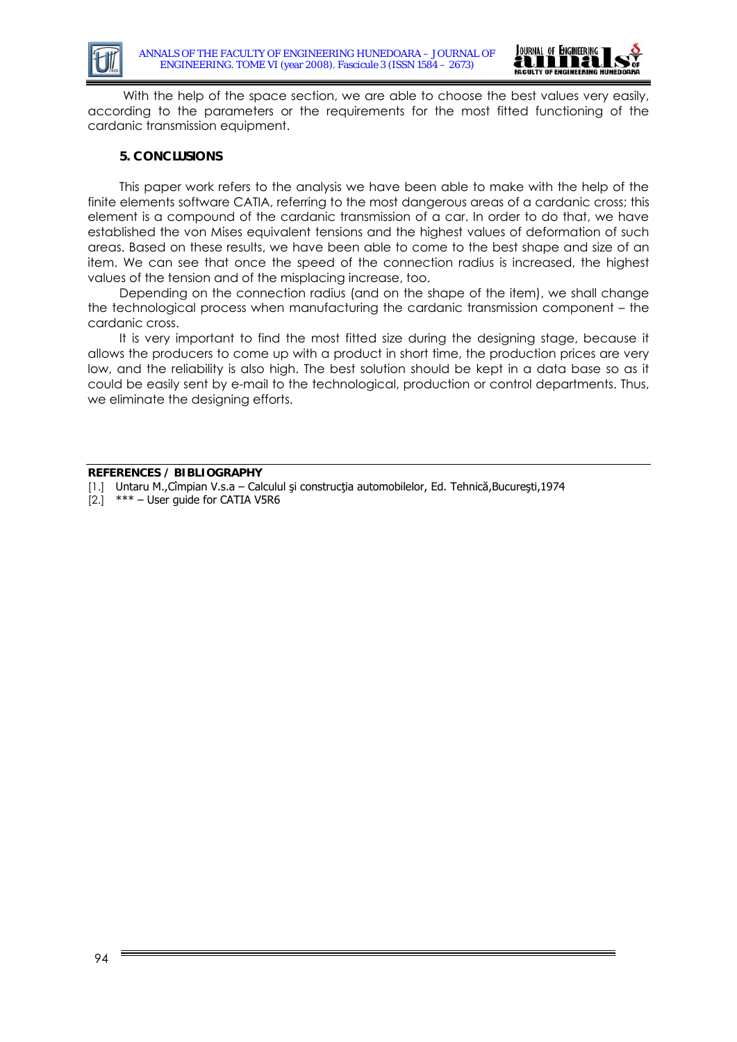With the help of the space section, we are able to choose the best values very easily, according to the parameters or the requirements for the most fitted functioning of the cardanic transmission equipment.

## 5. CONCLUSIONS

This paper work refers to the analysis we have been able to make with the help of the finite elements software CATIA, referring to the most dangerous areas of a cardanic cross; this element is a compound of the cardanic transmission of a car. In order to do that, we have established the von Mises equivalent tensions and the highest values of deformation of such areas. Based on these results, we have been able to come to the best shape and size of an item. We can see that once the speed of the connection radius is increased, the highest values of the tension and of the misplacing increase, too.

Depending on the connection radius (and on the shape of the item), we shall change the technological process when manufacturing the cardanic transmission component – the cardanic cross.

It is very important to find the most fitted size during the designing stage, because it allows the producers to come up with a product in short time, the production prices are very low, and the reliability is also high. The best solution should be kept in a data base so as it could be easily sent by e-mail to the technological, production or control departments. Thus, we eliminate the designing efforts.

## REFERENCES / BIBLIOGRAPHY

[1.] Untaru M.,Cîmpian V.s.a – Calculul şi construcţia automobilelor, Ed. Tehnică,Bucureşti,1974

[2.] *** – User guide for CATIA V5R6